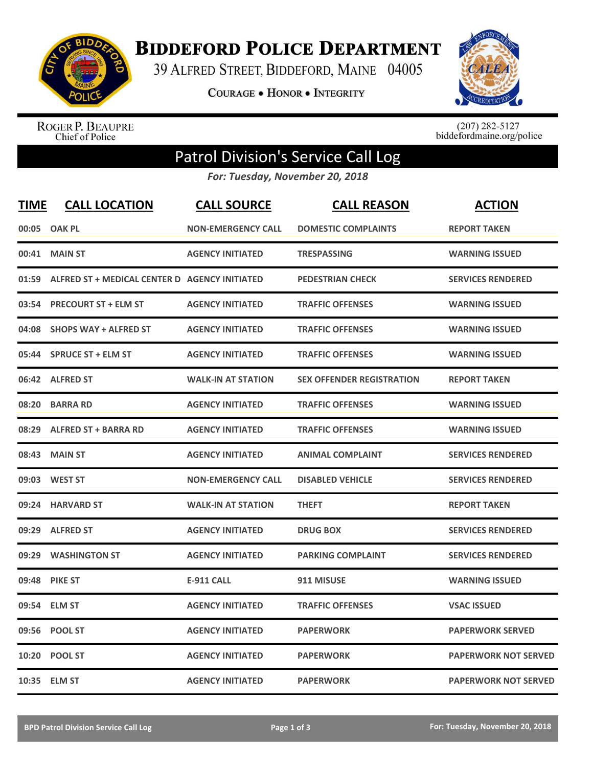# Biddeford Police Department

39 Alfred Street, Biddeford, Maine 04005

**Courage • Honor • Integrity**

Roger P. Beaupre
Chief of Police

(207) 282-5127
biddefordmaine.org/police

## Patrol Division's Service Call Log

*For: Tuesday, November 20, 2018*

| TIME | CALL LOCATION | CALL SOURCE | CALL REASON | ACTION |
|---|---|---|---|---|
| 00:05 | OAK PL | NON-EMERGENCY CALL | DOMESTIC COMPLAINTS | REPORT TAKEN |
| 00:41 | MAIN ST | AGENCY INITIATED | TRESPASSING | WARNING ISSUED |
| 01:59 | ALFRED ST + MEDICAL CENTER D | AGENCY INITIATED | PEDESTRIAN CHECK | SERVICES RENDERED |
| 03:54 | PRECOURT ST + ELM ST | AGENCY INITIATED | TRAFFIC OFFENSES | WARNING ISSUED |
| 04:08 | SHOPS WAY + ALFRED ST | AGENCY INITIATED | TRAFFIC OFFENSES | WARNING ISSUED |
| 05:44 | SPRUCE ST + ELM ST | AGENCY INITIATED | TRAFFIC OFFENSES | WARNING ISSUED |
| 06:42 | ALFRED ST | WALK-IN AT STATION | SEX OFFENDER REGISTRATION | REPORT TAKEN |
| 08:20 | BARRA RD | AGENCY INITIATED | TRAFFIC OFFENSES | WARNING ISSUED |
| 08:29 | ALFRED ST + BARRA RD | AGENCY INITIATED | TRAFFIC OFFENSES | WARNING ISSUED |
| 08:43 | MAIN ST | AGENCY INITIATED | ANIMAL COMPLAINT | SERVICES RENDERED |
| 09:03 | WEST ST | NON-EMERGENCY CALL | DISABLED VEHICLE | SERVICES RENDERED |
| 09:24 | HARVARD ST | WALK-IN AT STATION | THEFT | REPORT TAKEN |
| 09:29 | ALFRED ST | AGENCY INITIATED | DRUG BOX | SERVICES RENDERED |
| 09:29 | WASHINGTON ST | AGENCY INITIATED | PARKING COMPLAINT | SERVICES RENDERED |
| 09:48 | PIKE ST | E-911 CALL | 911 MISUSE | WARNING ISSUED |
| 09:54 | ELM ST | AGENCY INITIATED | TRAFFIC OFFENSES | VSAC ISSUED |
| 09:56 | POOL ST | AGENCY INITIATED | PAPERWORK | PAPERWORK SERVED |
| 10:20 | POOL ST | AGENCY INITIATED | PAPERWORK | PAPERWORK NOT SERVED |
| 10:35 | ELM ST | AGENCY INITIATED | PAPERWORK | PAPERWORK NOT SERVED |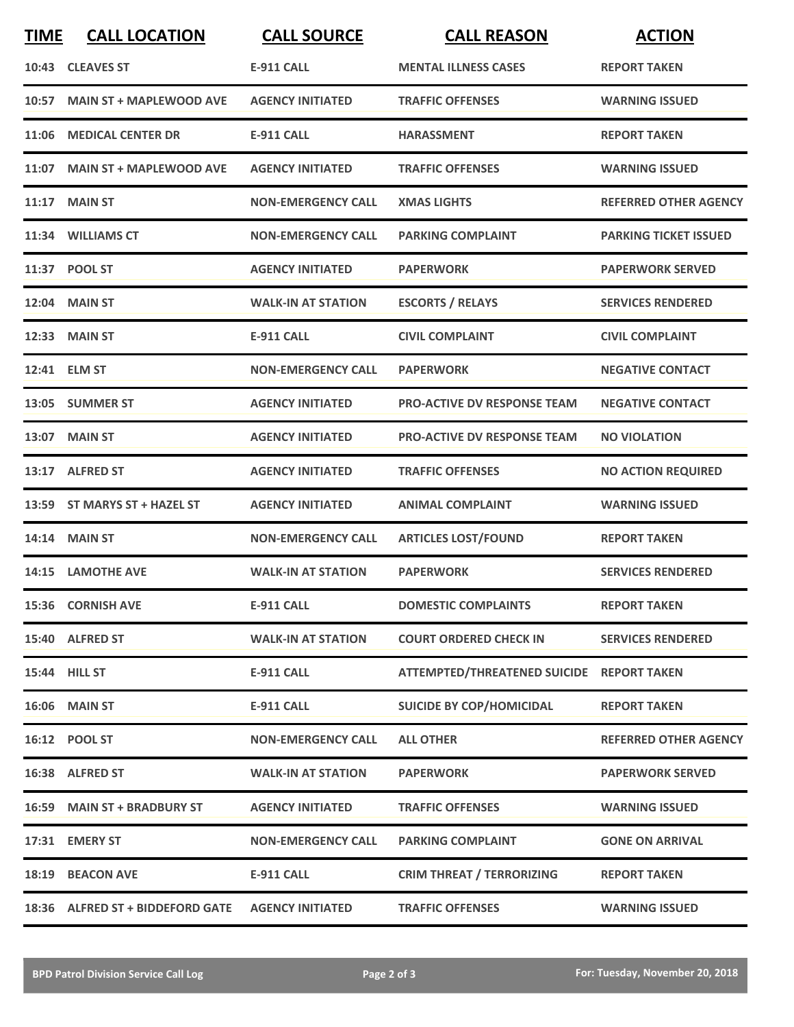| TIME | CALL LOCATION | CALL SOURCE | CALL REASON | ACTION |
|---|---|---|---|---|
| 10:43 | CLEAVES ST | E-911 CALL | MENTAL ILLNESS CASES | REPORT TAKEN |
| 10:57 | MAIN ST + MAPLEWOOD AVE | AGENCY INITIATED | TRAFFIC OFFENSES | WARNING ISSUED |
| 11:06 | MEDICAL CENTER DR | E-911 CALL | HARASSMENT | REPORT TAKEN |
| 11:07 | MAIN ST + MAPLEWOOD AVE | AGENCY INITIATED | TRAFFIC OFFENSES | WARNING ISSUED |
| 11:17 | MAIN ST | NON-EMERGENCY CALL | XMAS LIGHTS | REFERRED OTHER AGENCY |
| 11:34 | WILLIAMS CT | NON-EMERGENCY CALL | PARKING COMPLAINT | PARKING TICKET ISSUED |
| 11:37 | POOL ST | AGENCY INITIATED | PAPERWORK | PAPERWORK SERVED |
| 12:04 | MAIN ST | WALK-IN AT STATION | ESCORTS / RELAYS | SERVICES RENDERED |
| 12:33 | MAIN ST | E-911 CALL | CIVIL COMPLAINT | CIVIL COMPLAINT |
| 12:41 | ELM ST | NON-EMERGENCY CALL | PAPERWORK | NEGATIVE CONTACT |
| 13:05 | SUMMER ST | AGENCY INITIATED | PRO-ACTIVE DV RESPONSE TEAM | NEGATIVE CONTACT |
| 13:07 | MAIN ST | AGENCY INITIATED | PRO-ACTIVE DV RESPONSE TEAM | NO VIOLATION |
| 13:17 | ALFRED ST | AGENCY INITIATED | TRAFFIC OFFENSES | NO ACTION REQUIRED |
| 13:59 | ST MARYS ST + HAZEL ST | AGENCY INITIATED | ANIMAL COMPLAINT | WARNING ISSUED |
| 14:14 | MAIN ST | NON-EMERGENCY CALL | ARTICLES LOST/FOUND | REPORT TAKEN |
| 14:15 | LAMOTHE AVE | WALK-IN AT STATION | PAPERWORK | SERVICES RENDERED |
| 15:36 | CORNISH AVE | E-911 CALL | DOMESTIC COMPLAINTS | REPORT TAKEN |
| 15:40 | ALFRED ST | WALK-IN AT STATION | COURT ORDERED CHECK IN | SERVICES RENDERED |
| 15:44 | HILL ST | E-911 CALL | ATTEMPTED/THREATENED SUICIDE | REPORT TAKEN |
| 16:06 | MAIN ST | E-911 CALL | SUICIDE BY COP/HOMICIDAL | REPORT TAKEN |
| 16:12 | POOL ST | NON-EMERGENCY CALL | ALL OTHER | REFERRED OTHER AGENCY |
| 16:38 | ALFRED ST | WALK-IN AT STATION | PAPERWORK | PAPERWORK SERVED |
| 16:59 | MAIN ST + BRADBURY ST | AGENCY INITIATED | TRAFFIC OFFENSES | WARNING ISSUED |
| 17:31 | EMERY ST | NON-EMERGENCY CALL | PARKING COMPLAINT | GONE ON ARRIVAL |
| 18:19 | BEACON AVE | E-911 CALL | CRIM THREAT / TERRORIZING | REPORT TAKEN |
| 18:36 | ALFRED ST + BIDDEFORD GATE | AGENCY INITIATED | TRAFFIC OFFENSES | WARNING ISSUED |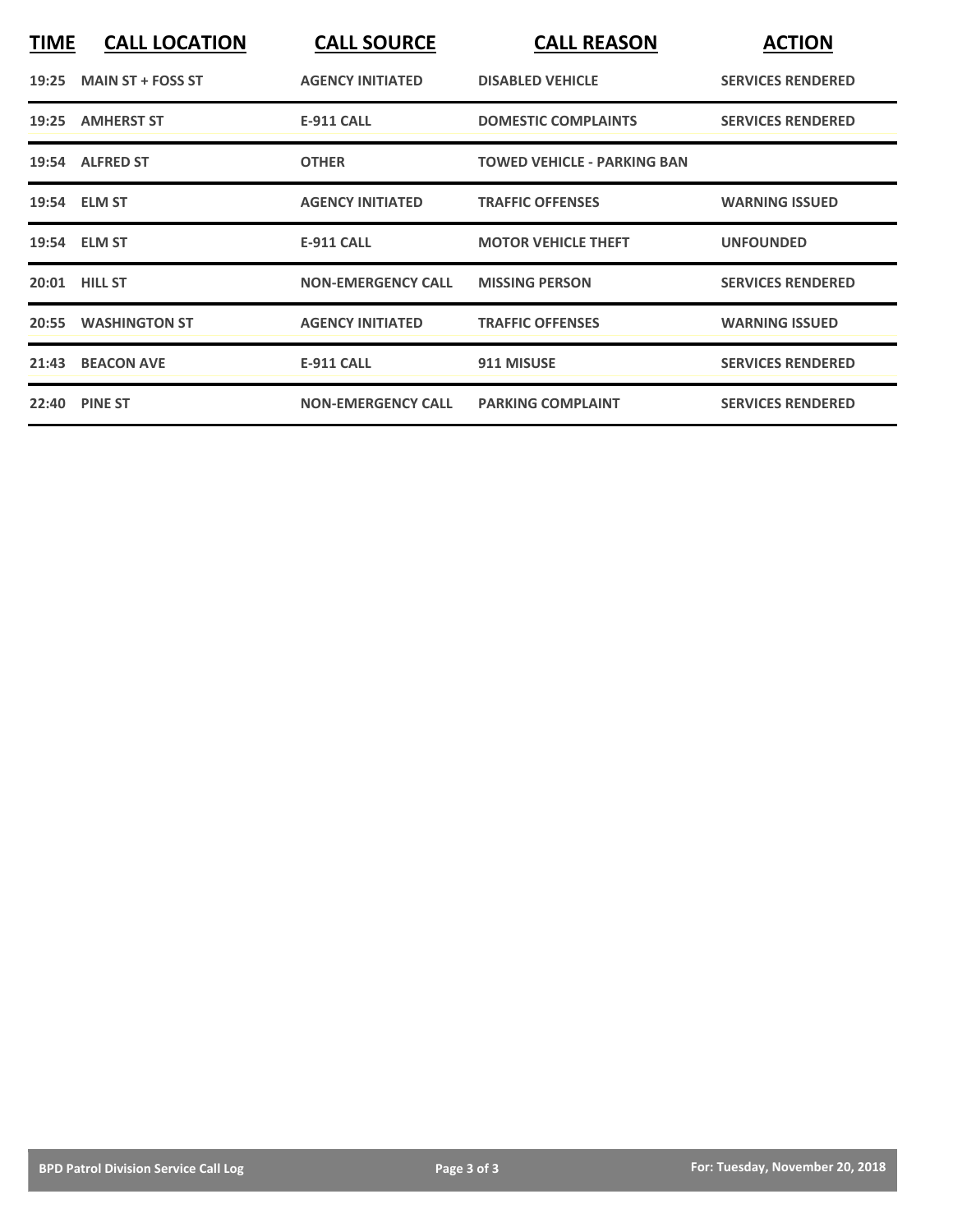| TIME | CALL LOCATION | CALL SOURCE | CALL REASON | ACTION |
| --- | --- | --- | --- | --- |
| 19:25 | MAIN ST + FOSS ST | AGENCY INITIATED | DISABLED VEHICLE | SERVICES RENDERED |
| 19:25 | AMHERST ST | E-911 CALL | DOMESTIC COMPLAINTS | SERVICES RENDERED |
| 19:54 | ALFRED ST | OTHER | TOWED VEHICLE - PARKING BAN | |
| 19:54 | ELM ST | AGENCY INITIATED | TRAFFIC OFFENSES | WARNING ISSUED |
| 19:54 | ELM ST | E-911 CALL | MOTOR VEHICLE THEFT | UNFOUNDED |
| 20:01 | HILL ST | NON-EMERGENCY CALL | MISSING PERSON | SERVICES RENDERED |
| 20:55 | WASHINGTON ST | AGENCY INITIATED | TRAFFIC OFFENSES | WARNING ISSUED |
| 21:43 | BEACON AVE | E-911 CALL | 911 MISUSE | SERVICES RENDERED |
| 22:40 | PINE ST | NON-EMERGENCY CALL | PARKING COMPLAINT | SERVICES RENDERED |